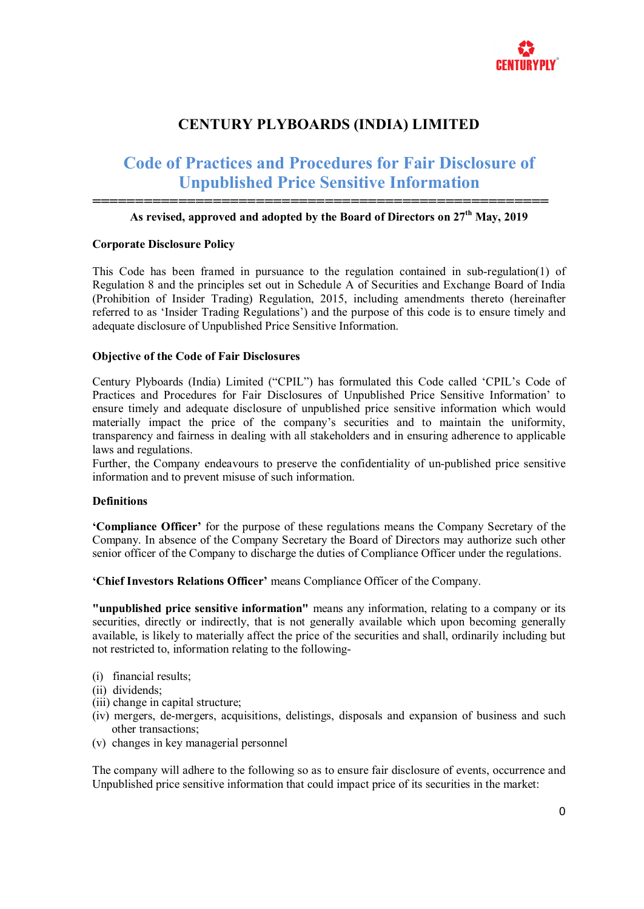# CENTURY PLYBOARDS (INDIA) LIMITED

## Code of Practices and Procedures for Fair Disclosure of Unpublished Price Sensitive Information

**As revised, approved and adopted by the Board of Directors on 27th May, 2019**

**Corporate Disclosure Policy**

This Code has been framed in pursuance to the regulation contained in sub-regulation(1) of Regulation 8 and the principles set out in Schedule A of Securities and Exchange Board of India (Prohibition of Insider Trading) Regulation, 2015, including amendments thereto (hereinafter referred to as 'Insider Trading Regulations') and the purpose of this code is to ensure timely and adequate disclosure of Unpublished Price Sensitive Information.

**Objective of the Code of Fair Disclosures**

Century Plyboards (India) Limited ("CPIL") has formulated this Code called 'CPIL's Code of Practices and Procedures for Fair Disclosures of Unpublished Price Sensitive Information' to ensure timely and adequate disclosure of unpublished price sensitive information which would materially impact the price of the company's securities and to maintain the uniformity, transparency and fairness in dealing with all stakeholders and in ensuring adherence to applicable laws and regulations.
Further, the Company endeavours to preserve the confidentiality of un-published price sensitive information and to prevent misuse of such information.

**Definitions**

**'Compliance Officer'** for the purpose of these regulations means the Company Secretary of the Company. In absence of the Company Secretary the Board of Directors may authorize such other senior officer of the Company to discharge the duties of Compliance Officer under the regulations.

**'Chief Investors Relations Officer'** means Compliance Officer of the Company.

**"unpublished price sensitive information"** means any information, relating to a company or its securities, directly or indirectly, that is not generally available which upon becoming generally available, is likely to materially affect the price of the securities and shall, ordinarily including but not restricted to, information relating to the following-

(i) financial results;
(ii) dividends;
(iii) change in capital structure;
(iv) mergers, de-mergers, acquisitions, delistings, disposals and expansion of business and such other transactions;
(v) changes in key managerial personnel

The company will adhere to the following so as to ensure fair disclosure of events, occurrence and Unpublished price sensitive information that could impact price of its securities in the market: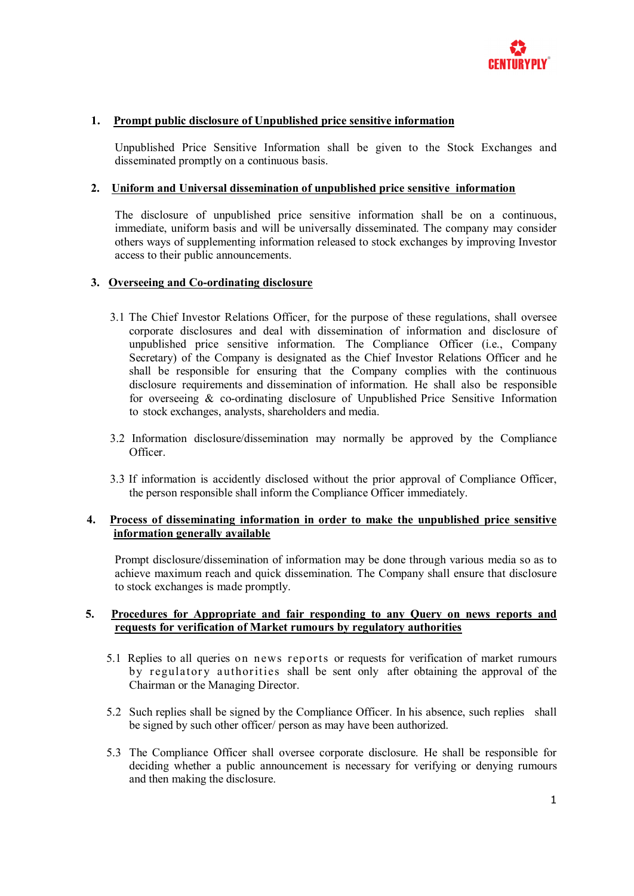## 1. Prompt public disclosure of Unpublished price sensitive information

Unpublished Price Sensitive Information shall be given to the Stock Exchanges and disseminated promptly on a continuous basis.

## 2. Uniform and Universal dissemination of unpublished price sensitive information

The disclosure of unpublished price sensitive information shall be on a continuous, immediate, uniform basis and will be universally disseminated. The company may consider others ways of supplementing information released to stock exchanges by improving Investor access to their public announcements.

## 3. Overseeing and Co-ordinating disclosure

3.1 The Chief Investor Relations Officer, for the purpose of these regulations, shall oversee corporate disclosures and deal with dissemination of information and disclosure of unpublished price sensitive information. The Compliance Officer (i.e., Company Secretary) of the Company is designated as the Chief Investor Relations Officer and he shall be responsible for ensuring that the Company complies with the continuous disclosure requirements and dissemination of information. He shall also be responsible for overseeing & co-ordinating disclosure of Unpublished Price Sensitive Information to stock exchanges, analysts, shareholders and media.

3.2 Information disclosure/dissemination may normally be approved by the Compliance Officer.

3.3 If information is accidently disclosed without the prior approval of Compliance Officer, the person responsible shall inform the Compliance Officer immediately.

## 4. Process of disseminating information in order to make the unpublished price sensitive information generally available

Prompt disclosure/dissemination of information may be done through various media so as to achieve maximum reach and quick dissemination. The Company shall ensure that disclosure to stock exchanges is made promptly.

## 5. Procedures for Appropriate and fair responding to any Query on news reports and requests for verification of Market rumours by regulatory authorities

5.1 Replies to all queries on news reports or requests for verification of market rumours by regulatory authorities shall be sent only after obtaining the approval of the Chairman or the Managing Director.

5.2 Such replies shall be signed by the Compliance Officer. In his absence, such replies shall be signed by such other officer/ person as may have been authorized.

5.3 The Compliance Officer shall oversee corporate disclosure. He shall be responsible for deciding whether a public announcement is necessary for verifying or denying rumours and then making the disclosure.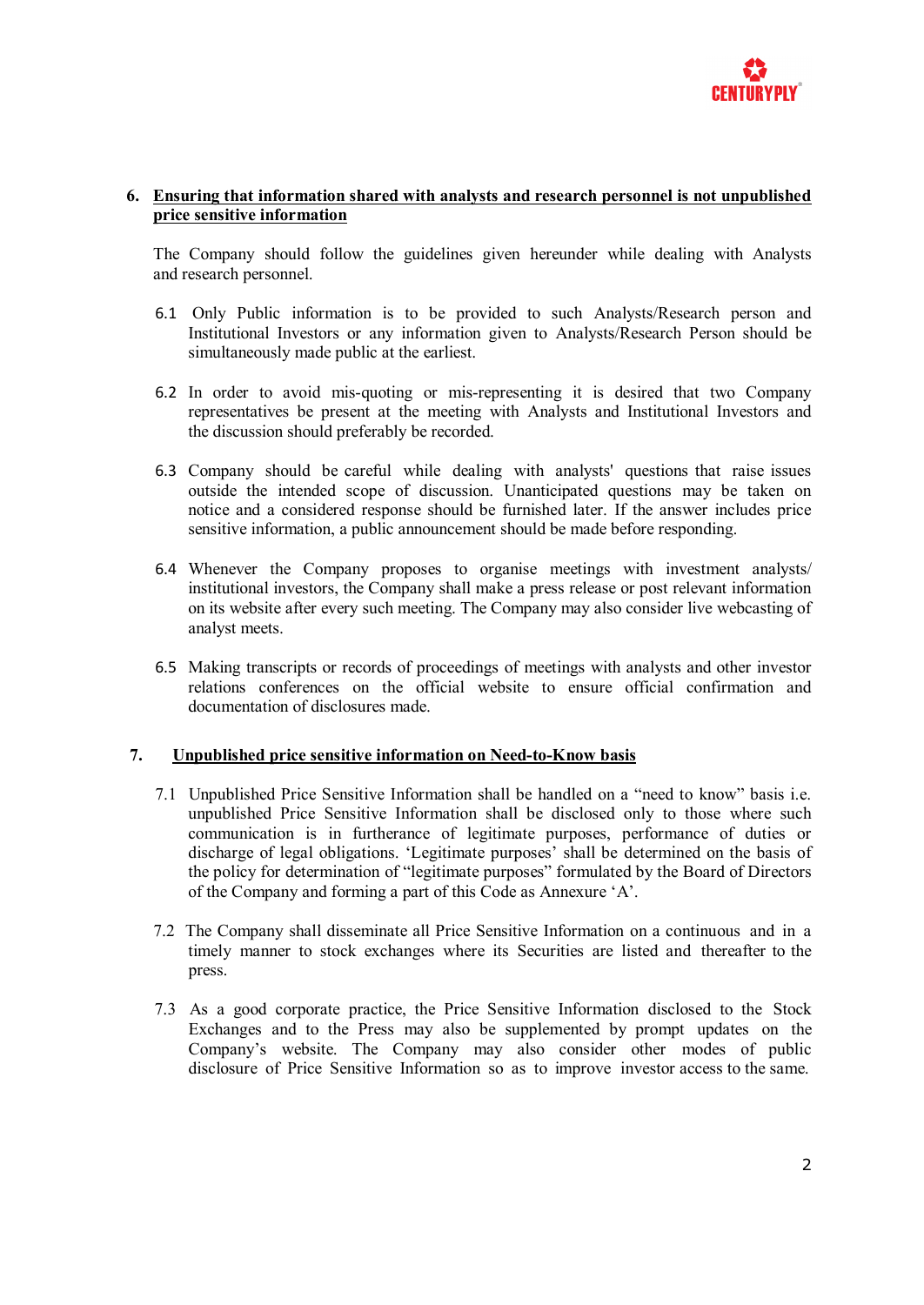## 6. Ensuring that information shared with analysts and research personnel is not unpublished price sensitive information

The Company should follow the guidelines given hereunder while dealing with Analysts and research personnel.

6.1 Only Public information is to be provided to such Analysts/Research person and Institutional Investors or any information given to Analysts/Research Person should be simultaneously made public at the earliest.

6.2 In order to avoid mis-quoting or mis-representing it is desired that two Company representatives be present at the meeting with Analysts and Institutional Investors and the discussion should preferably be recorded.

6.3 Company should be careful while dealing with analysts' questions that raise issues outside the intended scope of discussion. Unanticipated questions may be taken on notice and a considered response should be furnished later. If the answer includes price sensitive information, a public announcement should be made before responding.

6.4 Whenever the Company proposes to organise meetings with investment analysts/ institutional investors, the Company shall make a press release or post relevant information on its website after every such meeting. The Company may also consider live webcasting of analyst meets.

6.5 Making transcripts or records of proceedings of meetings with analysts and other investor relations conferences on the official website to ensure official confirmation and documentation of disclosures made.

## 7. Unpublished price sensitive information on Need-to-Know basis

7.1 Unpublished Price Sensitive Information shall be handled on a "need to know" basis i.e. unpublished Price Sensitive Information shall be disclosed only to those where such communication is in furtherance of legitimate purposes, performance of duties or discharge of legal obligations. 'Legitimate purposes' shall be determined on the basis of the policy for determination of "legitimate purposes" formulated by the Board of Directors of the Company and forming a part of this Code as Annexure 'A'.

7.2 The Company shall disseminate all Price Sensitive Information on a continuous and in a timely manner to stock exchanges where its Securities are listed and thereafter to the press.

7.3 As a good corporate practice, the Price Sensitive Information disclosed to the Stock Exchanges and to the Press may also be supplemented by prompt updates on the Company's website. The Company may also consider other modes of public disclosure of Price Sensitive Information so as to improve investor access to the same.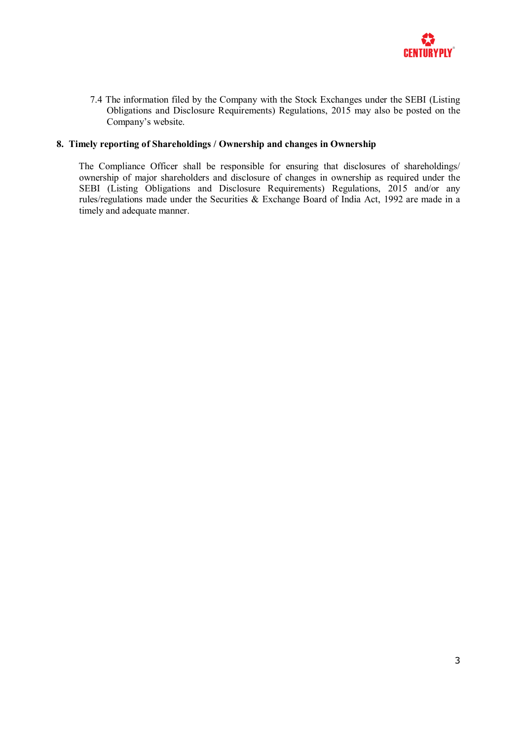7.4 The information filed by the Company with the Stock Exchanges under the SEBI (Listing Obligations and Disclosure Requirements) Regulations, 2015 may also be posted on the Company's website.

## 8. Timely reporting of Shareholdings / Ownership and changes in Ownership

The Compliance Officer shall be responsible for ensuring that disclosures of shareholdings/ ownership of major shareholders and disclosure of changes in ownership as required under the SEBI (Listing Obligations and Disclosure Requirements) Regulations, 2015 and/or any rules/regulations made under the Securities & Exchange Board of India Act, 1992 are made in a timely and adequate manner.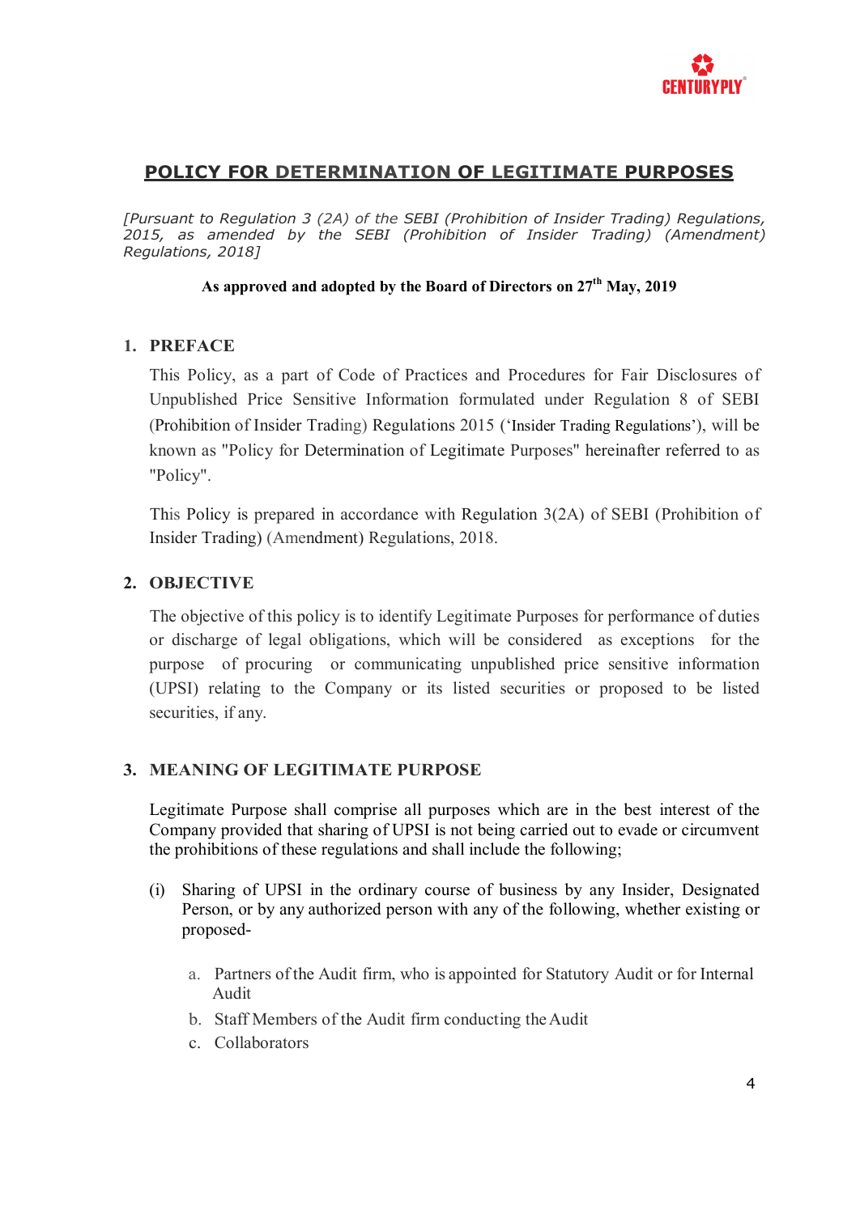## POLICY FOR DETERMINATION OF LEGITIMATE PURPOSES

*[Pursuant to Regulation 3 (2A) of the SEBI (Prohibition of Insider Trading) Regulations, 2015, as amended by the SEBI (Prohibition of Insider Trading) (Amendment) Regulations, 2018]*

**As approved and adopted by the Board of Directors on 27th May, 2019**

### 1. PREFACE

This Policy, as a part of Code of Practices and Procedures for Fair Disclosures of Unpublished Price Sensitive Information formulated under Regulation 8 of SEBI (Prohibition of Insider Trading) Regulations 2015 ('Insider Trading Regulations'), will be known as "Policy for Determination of Legitimate Purposes" hereinafter referred to as "Policy".

This Policy is prepared in accordance with Regulation 3(2A) of SEBI (Prohibition of Insider Trading) (Amendment) Regulations, 2018.

### 2. OBJECTIVE

The objective of this policy is to identify Legitimate Purposes for performance of duties or discharge of legal obligations, which will be considered as exceptions for the purpose of procuring or communicating unpublished price sensitive information (UPSI) relating to the Company or its listed securities or proposed to be listed securities, if any.

### 3. MEANING OF LEGITIMATE PURPOSE

Legitimate Purpose shall comprise all purposes which are in the best interest of the Company provided that sharing of UPSI is not being carried out to evade or circumvent the prohibitions of these regulations and shall include the following;

(i) Sharing of UPSI in the ordinary course of business by any Insider, Designated Person, or by any authorized person with any of the following, whether existing or proposed-

   a. Partners of the Audit firm, who is appointed for Statutory Audit or for Internal Audit
   b. Staff Members of the Audit firm conducting the Audit
   c. Collaborators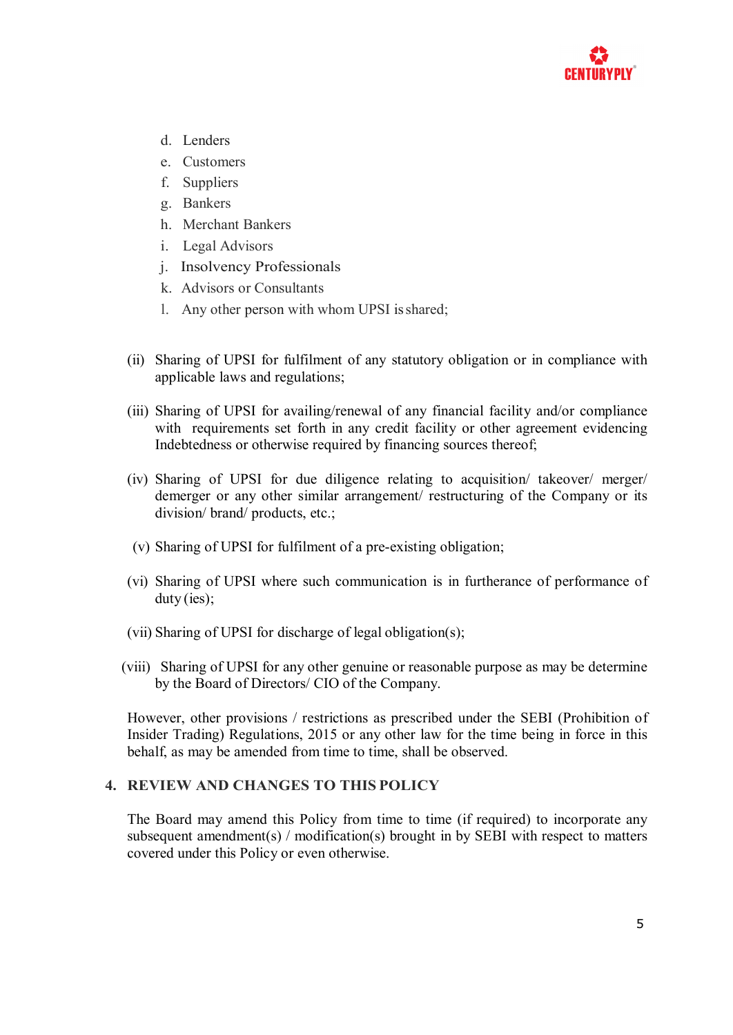d. Lenders
e. Customers
f. Suppliers
g. Bankers
h. Merchant Bankers
i. Legal Advisors
j. Insolvency Professionals
k. Advisors or Consultants
l. Any other person with whom UPSI is shared;

(ii) Sharing of UPSI for fulfilment of any statutory obligation or in compliance with applicable laws and regulations;

(iii) Sharing of UPSI for availing/renewal of any financial facility and/or compliance with requirements set forth in any credit facility or other agreement evidencing Indebtedness or otherwise required by financing sources thereof;

(iv) Sharing of UPSI for due diligence relating to acquisition/ takeover/ merger/ demerger or any other similar arrangement/ restructuring of the Company or its division/ brand/ products, etc.;

(v) Sharing of UPSI for fulfilment of a pre-existing obligation;

(vi) Sharing of UPSI where such communication is in furtherance of performance of duty (ies);

(vii) Sharing of UPSI for discharge of legal obligation(s);

(viii) Sharing of UPSI for any other genuine or reasonable purpose as may be determine by the Board of Directors/ CIO of the Company.

However, other provisions / restrictions as prescribed under the SEBI (Prohibition of Insider Trading) Regulations, 2015 or any other law for the time being in force in this behalf, as may be amended from time to time, shall be observed.

## 4. REVIEW AND CHANGES TO THIS POLICY

The Board may amend this Policy from time to time (if required) to incorporate any subsequent amendment(s) / modification(s) brought in by SEBI with respect to matters covered under this Policy or even otherwise.